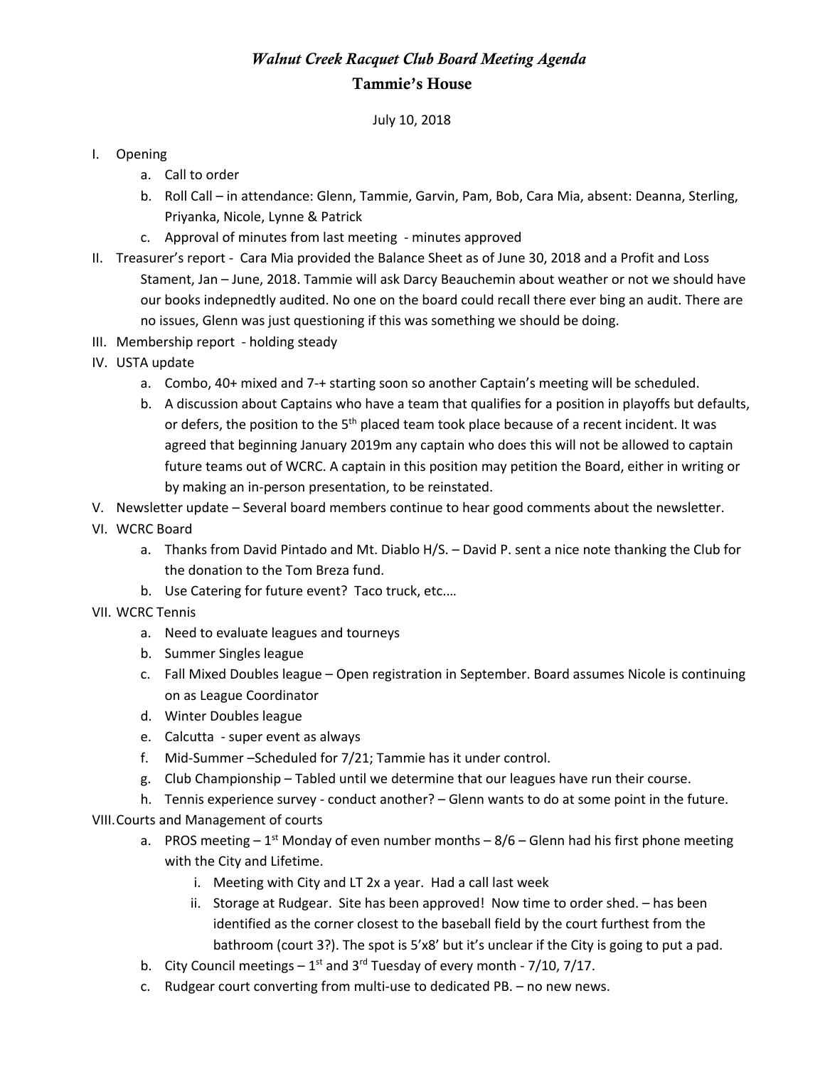# *Walnut Creek Racquet Club Board Meeting Agenda*

## Tammie's House

July 10, 2018

I. Opening
   a. Call to order
   b. Roll Call – in attendance: Glenn, Tammie, Garvin, Pam, Bob, Cara Mia, absent: Deanna, Sterling, Priyanka, Nicole, Lynne & Patrick
   c. Approval of minutes from last meeting - minutes approved

II. Treasurer's report - Cara Mia provided the Balance Sheet as of June 30, 2018 and a Profit and Loss Stament, Jan – June, 2018. Tammie will ask Darcy Beauchemin about weather or not we should have our books indepnedtly audited. No one on the board could recall there ever bing an audit. There are no issues, Glenn was just questioning if this was something we should be doing.

III. Membership report - holding steady

IV. USTA update
   a. Combo, 40+ mixed and 7-+ starting soon so another Captain's meeting will be scheduled.
   b. A discussion about Captains who have a team that qualifies for a position in playoffs but defaults, or defers, the position to the 5th placed team took place because of a recent incident. It was agreed that beginning January 2019m any captain who does this will not be allowed to captain future teams out of WCRC. A captain in this position may petition the Board, either in writing or by making an in-person presentation, to be reinstated.

V. Newsletter update – Several board members continue to hear good comments about the newsletter.

VI. WCRC Board
   a. Thanks from David Pintado and Mt. Diablo H/S. – David P. sent a nice note thanking the Club for the donation to the Tom Breza fund.
   b. Use Catering for future event? Taco truck, etc.…

VII. WCRC Tennis
   a. Need to evaluate leagues and tourneys
   b. Summer Singles league
   c. Fall Mixed Doubles league – Open registration in September. Board assumes Nicole is continuing on as League Coordinator
   d. Winter Doubles league
   e. Calcutta - super event as always
   f. Mid-Summer –Scheduled for 7/21; Tammie has it under control.
   g. Club Championship – Tabled until we determine that our leagues have run their course.
   h. Tennis experience survey - conduct another? – Glenn wants to do at some point in the future.

VIII. Courts and Management of courts
   a. PROS meeting – 1st Monday of even number months – 8/6 – Glenn had his first phone meeting with the City and Lifetime.
      i. Meeting with City and LT 2x a year. Had a call last week
      ii. Storage at Rudgear. Site has been approved! Now time to order shed. – has been identified as the corner closest to the baseball field by the court furthest from the bathroom (court 3?). The spot is 5'x8' but it's unclear if the City is going to put a pad.
   b. City Council meetings – 1st and 3rd Tuesday of every month - 7/10, 7/17.
   c. Rudgear court converting from multi-use to dedicated PB. – no new news.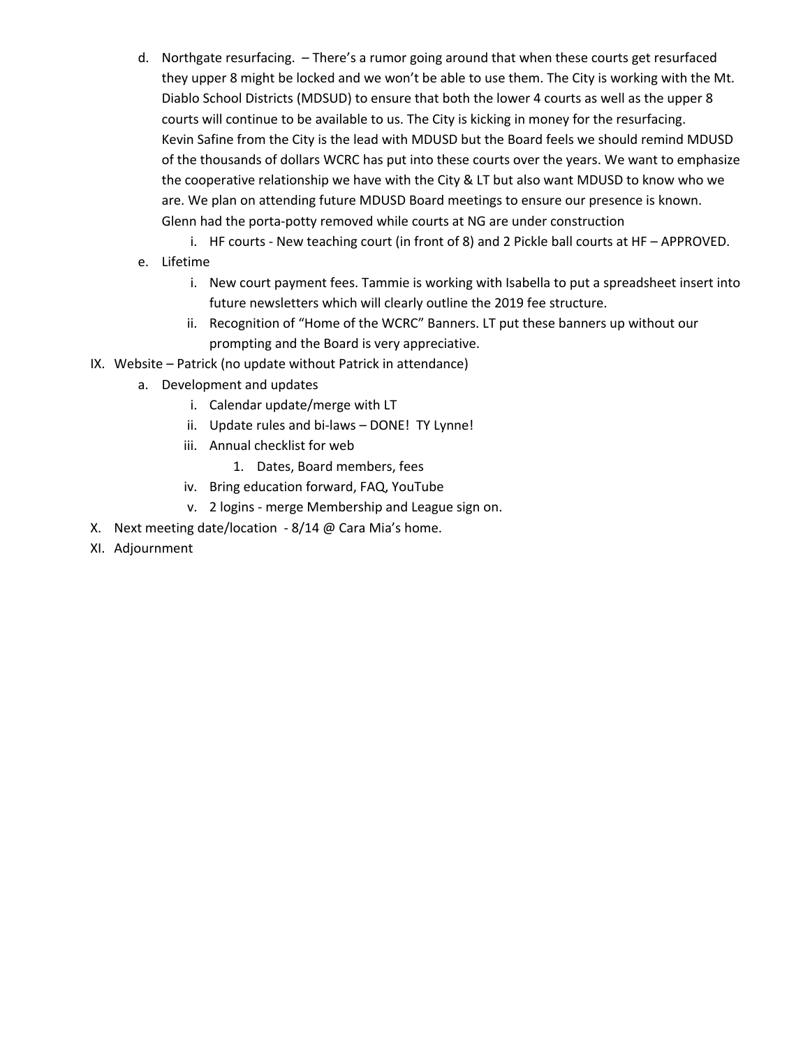d. Northgate resurfacing.  – There's a rumor going around that when these courts get resurfaced they upper 8 might be locked and we won't be able to use them. The City is working with the Mt. Diablo School Districts (MDSUD) to ensure that both the lower 4 courts as well as the upper 8 courts will continue to be available to us. The City is kicking in money for the resurfacing. Kevin Safine from the City is the lead with MDUSD but the Board feels we should remind MDUSD of the thousands of dollars WCRC has put into these courts over the years. We want to emphasize the cooperative relationship we have with the City & LT but also want MDUSD to know who we are. We plan on attending future MDUSD Board meetings to ensure our presence is known. Glenn had the porta-potty removed while courts at NG are under construction

    i. HF courts - New teaching court (in front of 8) and 2 Pickle ball courts at HF – APPROVED.

e. Lifetime

    i. New court payment fees. Tammie is working with Isabella to put a spreadsheet insert into future newsletters which will clearly outline the 2019 fee structure.
    ii. Recognition of "Home of the WCRC" Banners. LT put these banners up without our prompting and the Board is very appreciative.

IX. Website – Patrick (no update without Patrick in attendance)

a. Development and updates

    i. Calendar update/merge with LT
    ii. Update rules and bi-laws – DONE!  TY Lynne!
    iii. Annual checklist for web
        1. Dates, Board members, fees
    iv. Bring education forward, FAQ, YouTube
    v. 2 logins - merge Membership and League sign on.

X. Next meeting date/location  - 8/14 @ Cara Mia's home.

XI. Adjournment